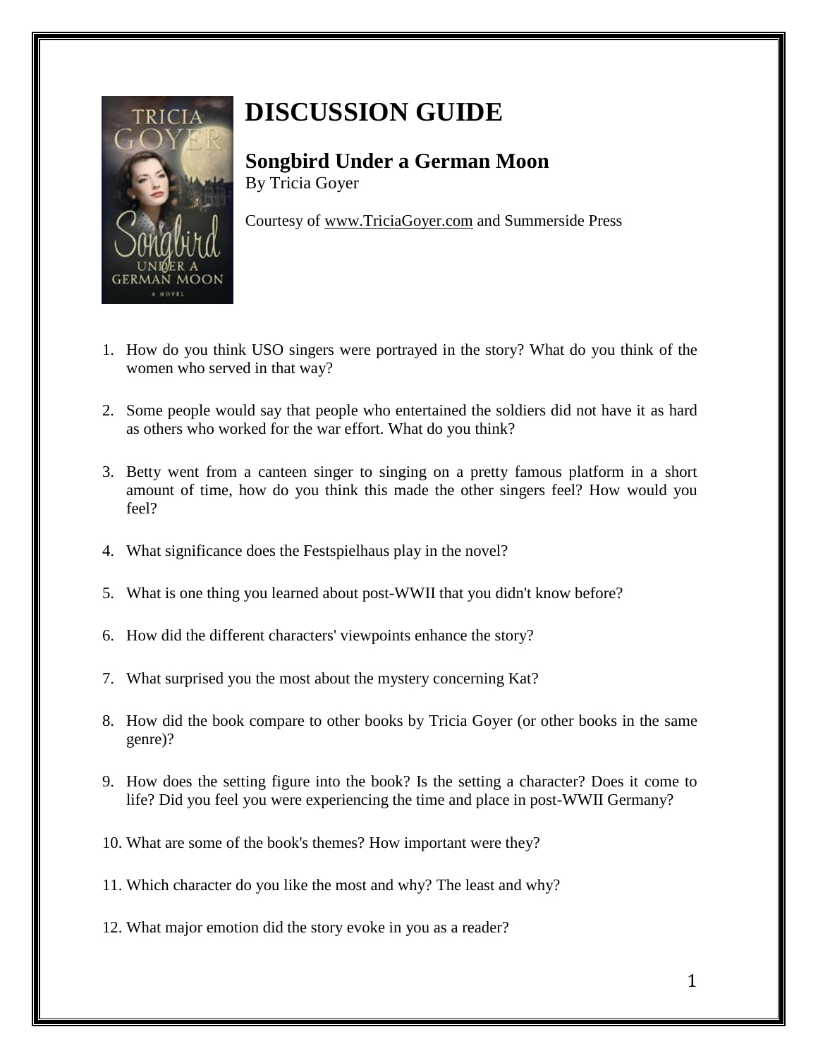# DISCUSSION GUIDE

## Songbird Under a German Moon

By Tricia Goyer

Courtesy of www.TriciaGoyer.com and Summerside Press

1. How do you think USO singers were portrayed in the story? What do you think of the women who served in that way?

2. Some people would say that people who entertained the soldiers did not have it as hard as others who worked for the war effort. What do you think?

3. Betty went from a canteen singer to singing on a pretty famous platform in a short amount of time, how do you think this made the other singers feel? How would you feel?

4. What significance does the Festspielhaus play in the novel?

5. What is one thing you learned about post-WWII that you didn't know before?

6. How did the different characters' viewpoints enhance the story?

7. What surprised you the most about the mystery concerning Kat?

8. How did the book compare to other books by Tricia Goyer (or other books in the same genre)?

9. How does the setting figure into the book? Is the setting a character? Does it come to life? Did you feel you were experiencing the time and place in post-WWII Germany?

10. What are some of the book's themes? How important were they?

11. Which character do you like the most and why? The least and why?

12. What major emotion did the story evoke in you as a reader?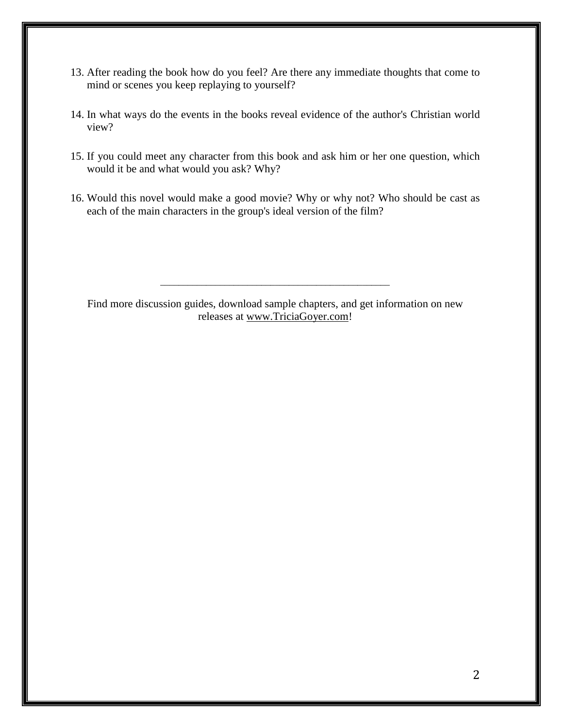13. After reading the book how do you feel? Are there any immediate thoughts that come to mind or scenes you keep replaying to yourself?

14. In what ways do the events in the books reveal evidence of the author's Christian world view?

15. If you could meet any character from this book and ask him or her one question, which would it be and what would you ask? Why?

16. Would this novel would make a good movie? Why or why not? Who should be cast as each of the main characters in the group's ideal version of the film?

---

Find more discussion guides, download sample chapters, and get information on new releases at www.TriciaGoyer.com!